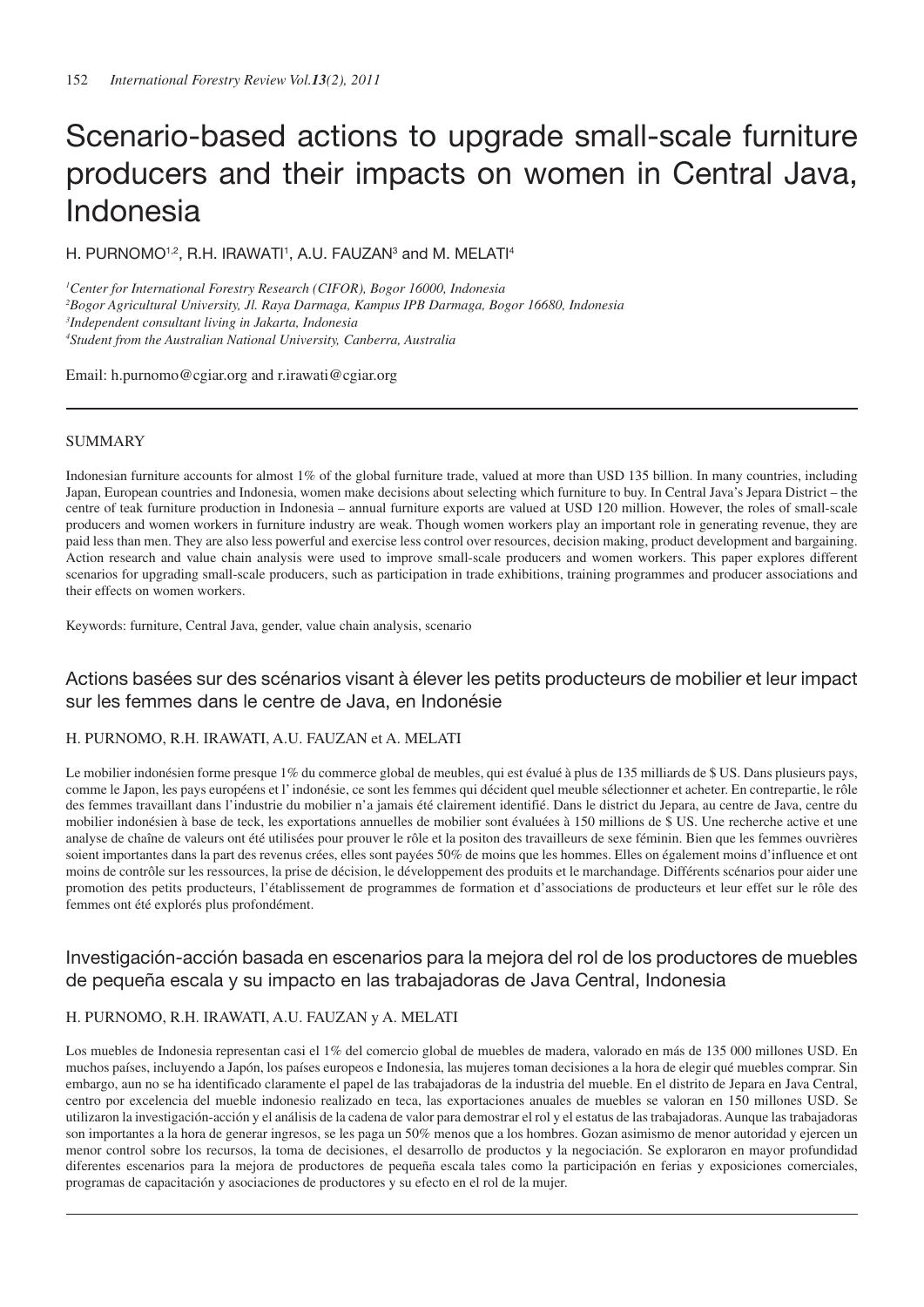# Scenario-based actions to upgrade small-scale furniture producers and their impacts on women in Central Java, Indonesia

H. PURNOMO[1,2], R.H. IRAWATI[1], A.U. FAUZAN[3] and M. MELATI[4]

[1]*Center for International Forestry Research (CIFOR), Bogor 16000, Indonesia*
[2]*Bogor Agricultural University, Jl. Raya Darmaga, Kampus IPB Darmaga, Bogor 16680, Indonesia*
[3]*Independent consultant living in Jakarta, Indonesia*
[4]*Student from the Australian National University, Canberra, Australia*

Email: h.purnomo@cgiar.org and r.irawati@cgiar.org

## SUMMARY

Indonesian furniture accounts for almost 1% of the global furniture trade, valued at more than USD 135 billion. In many countries, including Japan, European countries and Indonesia, women make decisions about selecting which furniture to buy. In Central Java's Jepara District – the centre of teak furniture production in Indonesia – annual furniture exports are valued at USD 120 million. However, the roles of small-scale producers and women workers in furniture industry are weak. Though women workers play an important role in generating revenue, they are paid less than men. They are also less powerful and exercise less control over resources, decision making, product development and bargaining. Action research and value chain analysis were used to improve small-scale producers and women workers. This paper explores different scenarios for upgrading small-scale producers, such as participation in trade exhibitions, training programmes and producer associations and their effects on women workers.

Keywords: furniture, Central Java, gender, value chain analysis, scenario

## Actions basées sur des scénarios visant à élever les petits producteurs de mobilier et leur impact sur les femmes dans le centre de Java, en Indonésie

H. PURNOMO, R.H. IRAWATI, A.U. FAUZAN et A. MELATI

Le mobilier indonésien forme presque 1% du commerce global de meubles, qui est évalué à plus de 135 milliards de $ US. Dans plusieurs pays, comme le Japon, les pays européens et l' indonésie, ce sont les femmes qui décident quel meuble sélectionner et acheter. En contrepartie, le rôle des femmes travaillant dans l'industrie du mobilier n'a jamais été clairement identifié. Dans le district du Jepara, au centre de Java, centre du mobilier indonésien à base de teck, les exportations annuelles de mobilier sont évaluées à 150 millions de $ US. Une recherche active et une analyse de chaîne de valeurs ont été utilisées pour prouver le rôle et la positon des travailleurs de sexe féminin. Bien que les femmes ouvrières soient importantes dans la part des revenus crées, elles sont payées 50% de moins que les hommes. Elles on également moins d'influence et ont moins de contrôle sur les ressources, la prise de décision, le développement des produits et le marchandage. Différents scénarios pour aider une promotion des petits producteurs, l'établissement de programmes de formation et d'associations de producteurs et leur effet sur le rôle des femmes ont été explorés plus profondément.

## Investigación-acción basada en escenarios para la mejora del rol de los productores de muebles de pequeña escala y su impacto en las trabajadoras de Java Central, Indonesia

H. PURNOMO, R.H. IRAWATI, A.U. FAUZAN y A. MELATI

Los muebles de Indonesia representan casi el 1% del comercio global de muebles de madera, valorado en más de 135 000 millones USD. En muchos países, incluyendo a Japón, los países europeos e Indonesia, las mujeres toman decisiones a la hora de elegir qué muebles comprar. Sin embargo, aun no se ha identificado claramente el papel de las trabajadoras de la industria del mueble. En el distrito de Jepara en Java Central, centro por excelencia del mueble indonesio realizado en teca, las exportaciones anuales de muebles se valoran en 150 millones USD. Se utilizaron la investigación-acción y el análisis de la cadena de valor para demostrar el rol y el estatus de las trabajadoras. Aunque las trabajadoras son importantes a la hora de generar ingresos, se les paga un 50% menos que a los hombres. Gozan asimismo de menor autoridad y ejercen un menor control sobre los recursos, la toma de decisiones, el desarrollo de productos y la negociación. Se exploraron en mayor profundidad diferentes escenarios para la mejora de productores de pequeña escala tales como la participación en ferias y exposiciones comerciales, programas de capacitación y asociaciones de productores y su efecto en el rol de la mujer.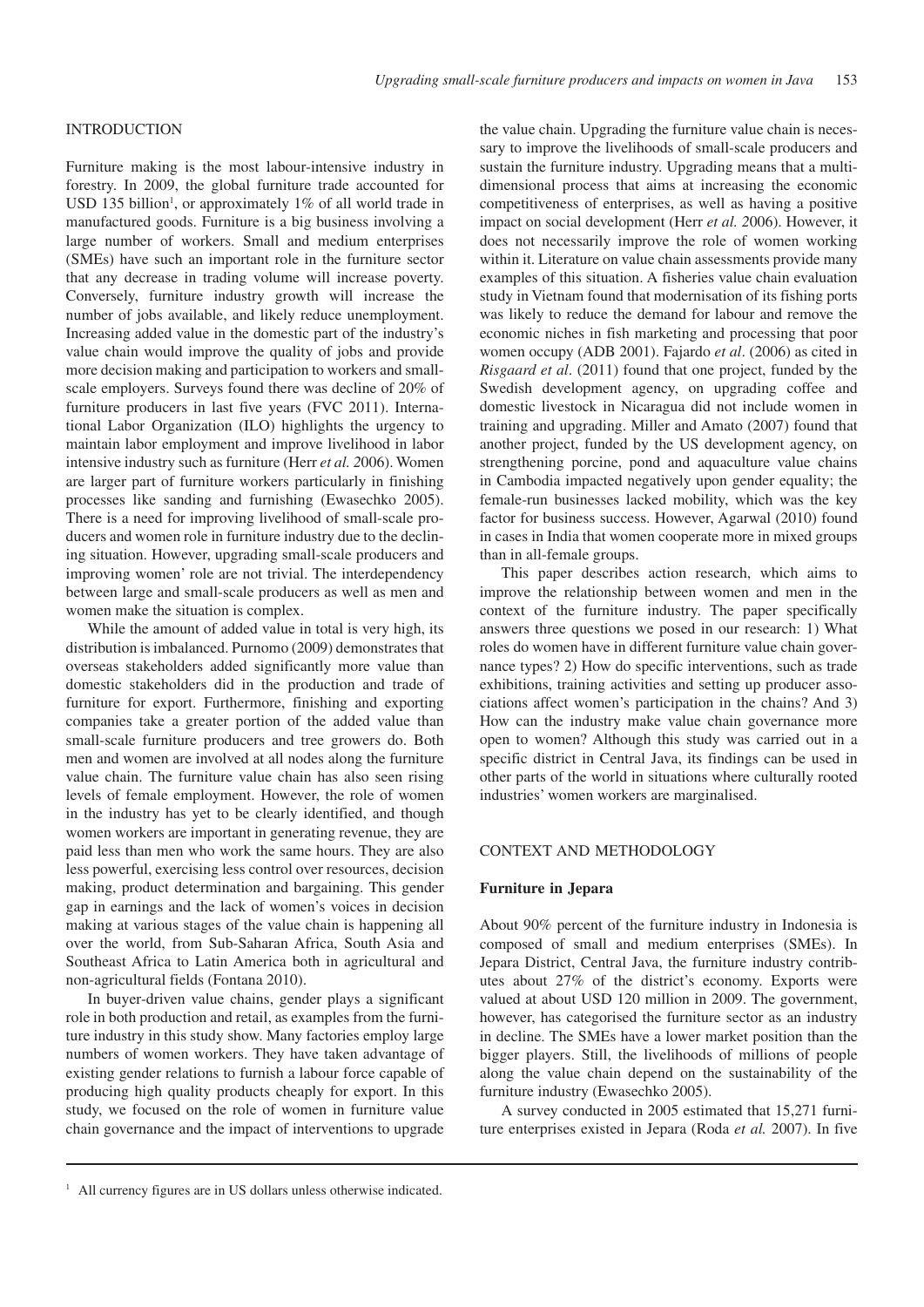## INTRODUCTION

Furniture making is the most labour-intensive industry in forestry. In 2009, the global furniture trade accounted for USD 135 billion[1], or approximately 1% of all world trade in manufactured goods. Furniture is a big business involving a large number of workers. Small and medium enterprises (SMEs) have such an important role in the furniture sector that any decrease in trading volume will increase poverty. Conversely, furniture industry growth will increase the number of jobs available, and likely reduce unemployment. Increasing added value in the domestic part of the industry's value chain would improve the quality of jobs and provide more decision making and participation to workers and small-scale employers. Surveys found there was decline of 20% of furniture producers in last five years (FVC 2011). International Labor Organization (ILO) highlights the urgency to maintain labor employment and improve livelihood in labor intensive industry such as furniture (Herr *et al.* 2006). Women are larger part of furniture workers particularly in finishing processes like sanding and furnishing (Ewasechko 2005). There is a need for improving livelihood of small-scale producers and women role in furniture industry due to the declining situation. However, upgrading small-scale producers and improving women' role are not trivial. The interdependency between large and small-scale producers as well as men and women make the situation is complex.

While the amount of added value in total is very high, its distribution is imbalanced. Purnomo (2009) demonstrates that overseas stakeholders added significantly more value than domestic stakeholders did in the production and trade of furniture for export. Furthermore, finishing and exporting companies take a greater portion of the added value than small-scale furniture producers and tree growers do. Both men and women are involved at all nodes along the furniture value chain. The furniture value chain has also seen rising levels of female employment. However, the role of women in the industry has yet to be clearly identified, and though women workers are important in generating revenue, they are paid less than men who work the same hours. They are also less powerful, exercising less control over resources, decision making, product determination and bargaining. This gender gap in earnings and the lack of women's voices in decision making at various stages of the value chain is happening all over the world, from Sub-Saharan Africa, South Asia and Southeast Africa to Latin America both in agricultural and non-agricultural fields (Fontana 2010).

In buyer-driven value chains, gender plays a significant role in both production and retail, as examples from the furniture industry in this study show. Many factories employ large numbers of women workers. They have taken advantage of existing gender relations to furnish a labour force capable of producing high quality products cheaply for export. In this study, we focused on the role of women in furniture value chain governance and the impact of interventions to upgrade the value chain. Upgrading the furniture value chain is necessary to improve the livelihoods of small-scale producers and sustain the furniture industry. Upgrading means that a multi-dimensional process that aims at increasing the economic competitiveness of enterprises, as well as having a positive impact on social development (Herr *et al.* 2006). However, it does not necessarily improve the role of women working within it. Literature on value chain assessments provide many examples of this situation. A fisheries value chain evaluation study in Vietnam found that modernisation of its fishing ports was likely to reduce the demand for labour and remove the economic niches in fish marketing and processing that poor women occupy (ADB 2001). Fajardo *et al*. (2006) as cited in *Risgaard et al*. (2011) found that one project, funded by the Swedish development agency, on upgrading coffee and domestic livestock in Nicaragua did not include women in training and upgrading. Miller and Amato (2007) found that another project, funded by the US development agency, on strengthening porcine, pond and aquaculture value chains in Cambodia impacted negatively upon gender equality; the female-run businesses lacked mobility, which was the key factor for business success. However, Agarwal (2010) found in cases in India that women cooperate more in mixed groups than in all-female groups.

This paper describes action research, which aims to improve the relationship between women and men in the context of the furniture industry. The paper specifically answers three questions we posed in our research: 1) What roles do women have in different furniture value chain governance types? 2) How do specific interventions, such as trade exhibitions, training activities and setting up producer associations affect women's participation in the chains? And 3) How can the industry make value chain governance more open to women? Although this study was carried out in a specific district in Central Java, its findings can be used in other parts of the world in situations where culturally rooted industries' women workers are marginalised.

## CONTEXT AND METHODOLOGY

### Furniture in Jepara

About 90% percent of the furniture industry in Indonesia is composed of small and medium enterprises (SMEs). In Jepara District, Central Java, the furniture industry contributes about 27% of the district's economy. Exports were valued at about USD 120 million in 2009. The government, however, has categorised the furniture sector as an industry in decline. The SMEs have a lower market position than the bigger players. Still, the livelihoods of millions of people along the value chain depend on the sustainability of the furniture industry (Ewasechko 2005).

A survey conducted in 2005 estimated that 15,271 furniture enterprises existed in Jepara (Roda *et al.* 2007). In five

[1] All currency figures are in US dollars unless otherwise indicated.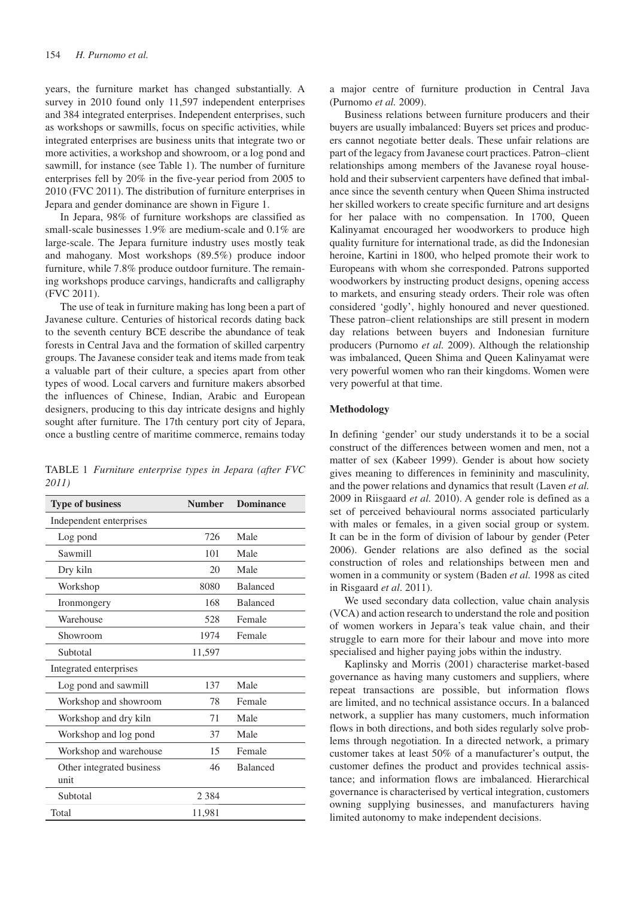years, the furniture market has changed substantially. A survey in 2010 found only 11,597 independent enterprises and 384 integrated enterprises. Independent enterprises, such as workshops or sawmills, focus on specific activities, while integrated enterprises are business units that integrate two or more activities, a workshop and showroom, or a log pond and sawmill, for instance (see Table 1). The number of furniture enterprises fell by 20% in the five-year period from 2005 to 2010 (FVC 2011). The distribution of furniture enterprises in Jepara and gender dominance are shown in Figure 1.

In Jepara, 98% of furniture workshops are classified as small-scale businesses 1.9% are medium-scale and 0.1% are large-scale. The Jepara furniture industry uses mostly teak and mahogany. Most workshops (89.5%) produce indoor furniture, while 7.8% produce outdoor furniture. The remaining workshops produce carvings, handicrafts and calligraphy (FVC 2011).

The use of teak in furniture making has long been a part of Javanese culture. Centuries of historical records dating back to the seventh century BCE describe the abundance of teak forests in Central Java and the formation of skilled carpentry groups. The Javanese consider teak and items made from teak a valuable part of their culture, a species apart from other types of wood. Local carvers and furniture makers absorbed the influences of Chinese, Indian, Arabic and European designers, producing to this day intricate designs and highly sought after furniture. The 17th century port city of Jepara, once a bustling centre of maritime commerce, remains today a major centre of furniture production in Central Java (Purnomo *et al.* 2009).

TABLE 1 *Furniture enterprise types in Jepara (after FVC 2011)*

| Type of business | Number | Dominance |
|---|---|---|
| Independent enterprises | | |
| Log pond | 726 | Male |
| Sawmill | 101 | Male |
| Dry kiln | 20 | Male |
| Workshop | 8080 | Balanced |
| Ironmongery | 168 | Balanced |
| Warehouse | 528 | Female |
| Showroom | 1974 | Female |
| Subtotal | 11,597 | |
| Integrated enterprises | | |
| Log pond and sawmill | 137 | Male |
| Workshop and showroom | 78 | Female |
| Workshop and dry kiln | 71 | Male |
| Workshop and log pond | 37 | Male |
| Workshop and warehouse | 15 | Female |
| Other integrated business unit | 46 | Balanced |
| Subtotal | 2 384 | |
| Total | 11,981 | |

Business relations between furniture producers and their buyers are usually imbalanced: Buyers set prices and producers cannot negotiate better deals. These unfair relations are part of the legacy from Javanese court practices. Patron–client relationships among members of the Javanese royal household and their subservient carpenters have defined that imbalance since the seventh century when Queen Shima instructed her skilled workers to create specific furniture and art designs for her palace with no compensation. In 1700, Queen Kalinyamat encouraged her woodworkers to produce high quality furniture for international trade, as did the Indonesian heroine, Kartini in 1800, who helped promote their work to Europeans with whom she corresponded. Patrons supported woodworkers by instructing product designs, opening access to markets, and ensuring steady orders. Their role was often considered 'godly', highly honoured and never questioned. These patron–client relationships are still present in modern day relations between buyers and Indonesian furniture producers (Purnomo *et al.* 2009). Although the relationship was imbalanced, Queen Shima and Queen Kalinyamat were very powerful women who ran their kingdoms. Women were very powerful at that time.

## Methodology

In defining 'gender' our study understands it to be a social construct of the differences between women and men, not a matter of sex (Kabeer 1999). Gender is about how society gives meaning to differences in femininity and masculinity, and the power relations and dynamics that result (Laven *et al.* 2009 in Riisgaard *et al.* 2010). A gender role is defined as a set of perceived behavioural norms associated particularly with males or females, in a given social group or system. It can be in the form of division of labour by gender (Peter 2006). Gender relations are also defined as the social construction of roles and relationships between men and women in a community or system (Baden *et al.* 1998 as cited in Risgaard *et al*. 2011).

We used secondary data collection, value chain analysis (VCA) and action research to understand the role and position of women workers in Jepara's teak value chain, and their struggle to earn more for their labour and move into more specialised and higher paying jobs within the industry.

Kaplinsky and Morris (2001) characterise market-based governance as having many customers and suppliers, where repeat transactions are possible, but information flows are limited, and no technical assistance occurs. In a balanced network, a supplier has many customers, much information flows in both directions, and both sides regularly solve problems through negotiation. In a directed network, a primary customer takes at least 50% of a manufacturer's output, the customer defines the product and provides technical assistance; and information flows are imbalanced. Hierarchical governance is characterised by vertical integration, customers owning supplying businesses, and manufacturers having limited autonomy to make independent decisions.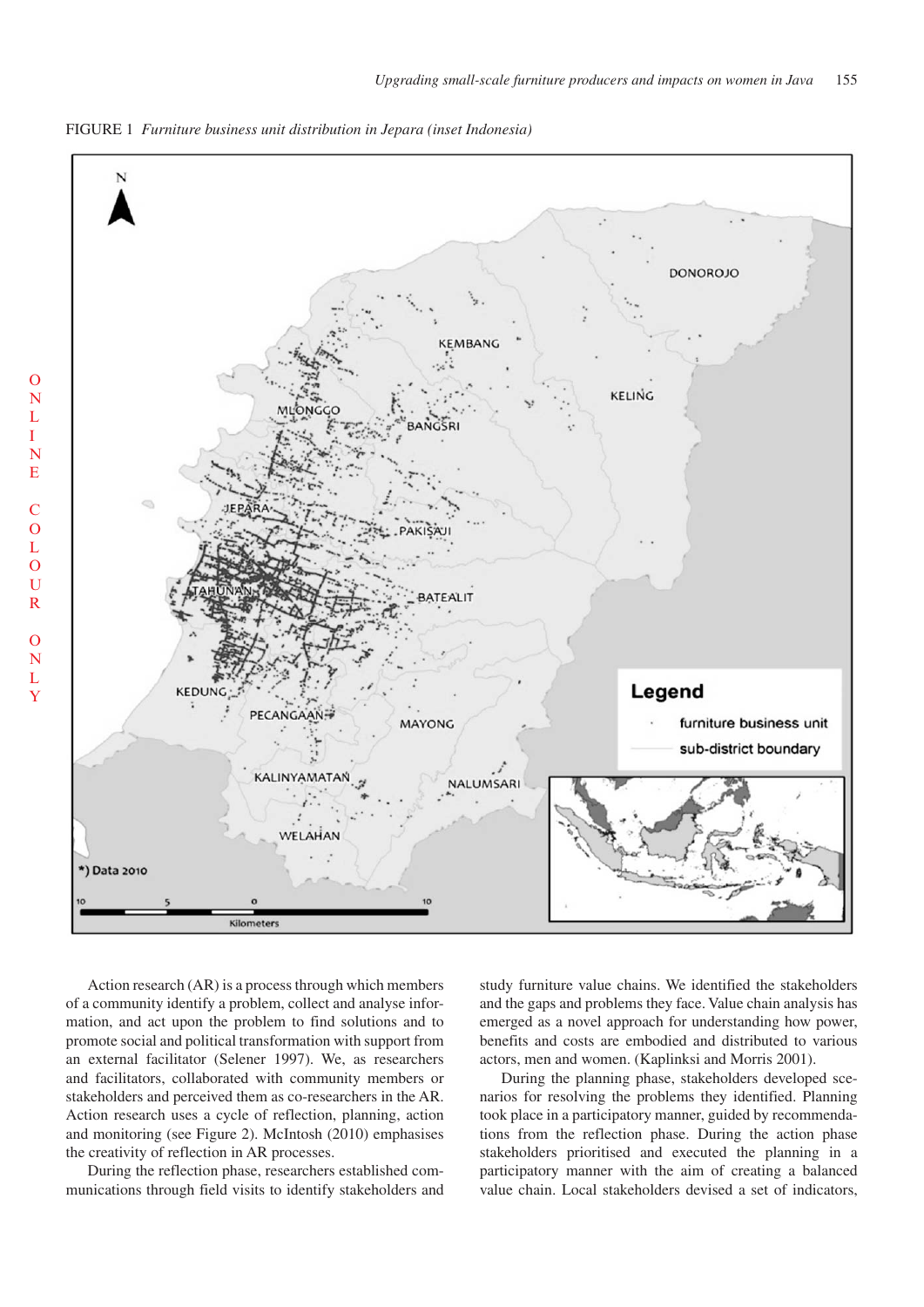FIGURE 1 *Furniture business unit distribution in Jepara (inset Indonesia)*

Action research (AR) is a process through which members of a community identify a problem, collect and analyse information, and act upon the problem to find solutions and to promote social and political transformation with support from an external facilitator (Selener 1997). We, as researchers and facilitators, collaborated with community members or stakeholders and perceived them as co-researchers in the AR. Action research uses a cycle of reflection, planning, action and monitoring (see Figure 2). McIntosh (2010) emphasises the creativity of reflection in AR processes.

During the reflection phase, researchers established communications through field visits to identify stakeholders and study furniture value chains. We identified the stakeholders and the gaps and problems they face. Value chain analysis has emerged as a novel approach for understanding how power, benefits and costs are embodied and distributed to various actors, men and women. (Kaplinksi and Morris 2001).

During the planning phase, stakeholders developed scenarios for resolving the problems they identified. Planning took place in a participatory manner, guided by recommendations from the reflection phase. During the action phase stakeholders prioritised and executed the planning in a participatory manner with the aim of creating a balanced value chain. Local stakeholders devised a set of indicators,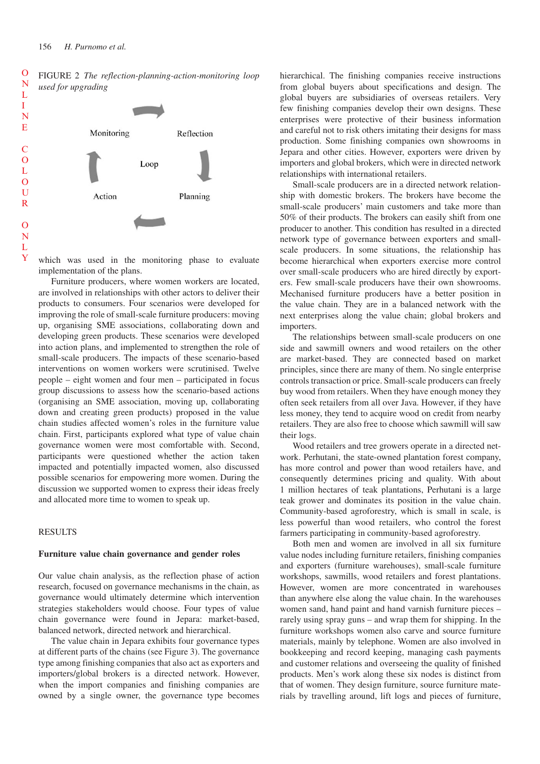FIGURE 2 *The reflection-planning-action-monitoring loop used for upgrading*

Monitoring

Reflection

Loop

Action

Planning

which was used in the monitoring phase to evaluate implementation of the plans.

Furniture producers, where women workers are located, are involved in relationships with other actors to deliver their products to consumers. Four scenarios were developed for improving the role of small-scale furniture producers: moving up, organising SME associations, collaborating down and developing green products. These scenarios were developed into action plans, and implemented to strengthen the role of small-scale producers. The impacts of these scenario-based interventions on women workers were scrutinised. Twelve people – eight women and four men – participated in focus group discussions to assess how the scenario-based actions (organising an SME association, moving up, collaborating down and creating green products) proposed in the value chain studies affected women's roles in the furniture value chain. First, participants explored what type of value chain governance women were most comfortable with. Second, participants were questioned whether the action taken impacted and potentially impacted women, also discussed possible scenarios for empowering more women. During the discussion we supported women to express their ideas freely and allocated more time to women to speak up.

## RESULTS

### Furniture value chain governance and gender roles

Our value chain analysis, as the reflection phase of action research, focused on governance mechanisms in the chain, as governance would ultimately determine which intervention strategies stakeholders would choose. Four types of value chain governance were found in Jepara: market-based, balanced network, directed network and hierarchical.

The value chain in Jepara exhibits four governance types at different parts of the chains (see Figure 3). The governance type among finishing companies that also act as exporters and importers/global brokers is a directed network. However, when the import companies and finishing companies are owned by a single owner, the governance type becomes hierarchical. The finishing companies receive instructions from global buyers about specifications and design. The global buyers are subsidiaries of overseas retailers. Very few finishing companies develop their own designs. These enterprises were protective of their business information and careful not to risk others imitating their designs for mass production. Some finishing companies own showrooms in Jepara and other cities. However, exporters were driven by importers and global brokers, which were in directed network relationships with international retailers.

Small-scale producers are in a directed network relationship with domestic brokers. The brokers have become the small-scale producers' main customers and take more than 50% of their products. The brokers can easily shift from one producer to another. This condition has resulted in a directed network type of governance between exporters and small-scale producers. In some situations, the relationship has become hierarchical when exporters exercise more control over small-scale producers who are hired directly by exporters. Few small-scale producers have their own showrooms. Mechanised furniture producers have a better position in the value chain. They are in a balanced network with the next enterprises along the value chain; global brokers and importers.

The relationships between small-scale producers on one side and sawmill owners and wood retailers on the other are market-based. They are connected based on market principles, since there are many of them. No single enterprise controls transaction or price. Small-scale producers can freely buy wood from retailers. When they have enough money they often seek retailers from all over Java. However, if they have less money, they tend to acquire wood on credit from nearby retailers. They are also free to choose which sawmill will saw their logs.

Wood retailers and tree growers operate in a directed network. Perhutani, the state-owned plantation forest company, has more control and power than wood retailers have, and consequently determines pricing and quality. With about 1 million hectares of teak plantations, Perhutani is a large teak grower and dominates its position in the value chain. Community-based agroforestry, which is small in scale, is less powerful than wood retailers, who control the forest farmers participating in community-based agroforestry.

Both men and women are involved in all six furniture value nodes including furniture retailers, finishing companies and exporters (furniture warehouses), small-scale furniture workshops, sawmills, wood retailers and forest plantations. However, women are more concentrated in warehouses than anywhere else along the value chain. In the warehouses women sand, hand paint and hand varnish furniture pieces – rarely using spray guns – and wrap them for shipping. In the furniture workshops women also carve and source furniture materials, mainly by telephone. Women are also involved in bookkeeping and record keeping, managing cash payments and customer relations and overseeing the quality of finished products. Men's work along these six nodes is distinct from that of women. They design furniture, source furniture materials by travelling around, lift logs and pieces of furniture,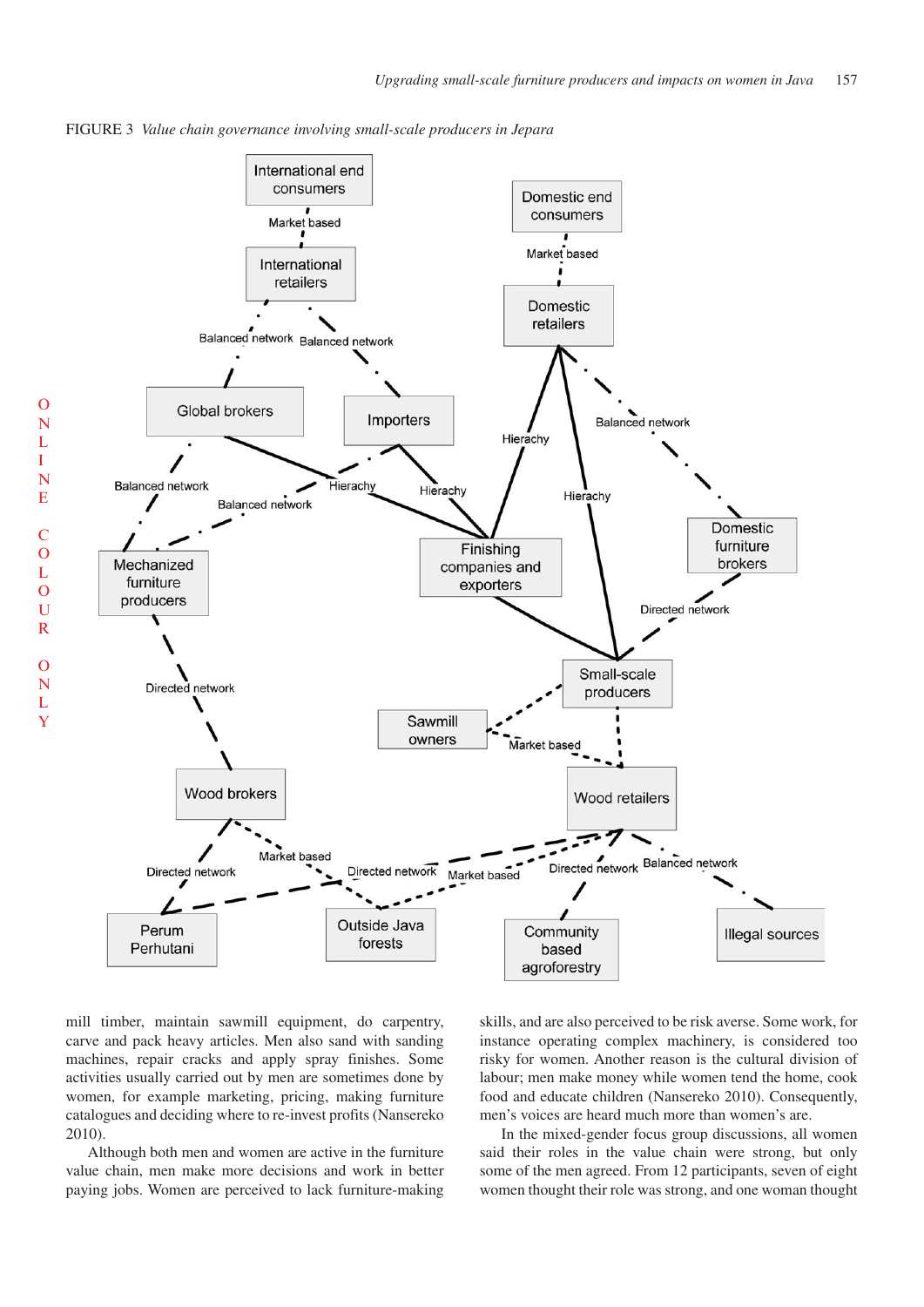FIGURE 3 *Value chain governance involving small-scale producers in Jepara*

mill timber, maintain sawmill equipment, do carpentry, carve and pack heavy articles. Men also sand with sanding machines, repair cracks and apply spray finishes. Some activities usually carried out by men are sometimes done by women, for example marketing, pricing, making furniture catalogues and deciding where to re-invest profits (Nansereko 2010).

Although both men and women are active in the furniture value chain, men make more decisions and work in better paying jobs. Women are perceived to lack furniture-making skills, and are also perceived to be risk averse. Some work, for instance operating complex machinery, is considered too risky for women. Another reason is the cultural division of labour; men make money while women tend the home, cook food and educate children (Nansereko 2010). Consequently, men's voices are heard much more than women's are.

In the mixed-gender focus group discussions, all women said their roles in the value chain were strong, but only some of the men agreed. From 12 participants, seven of eight women thought their role was strong, and one woman thought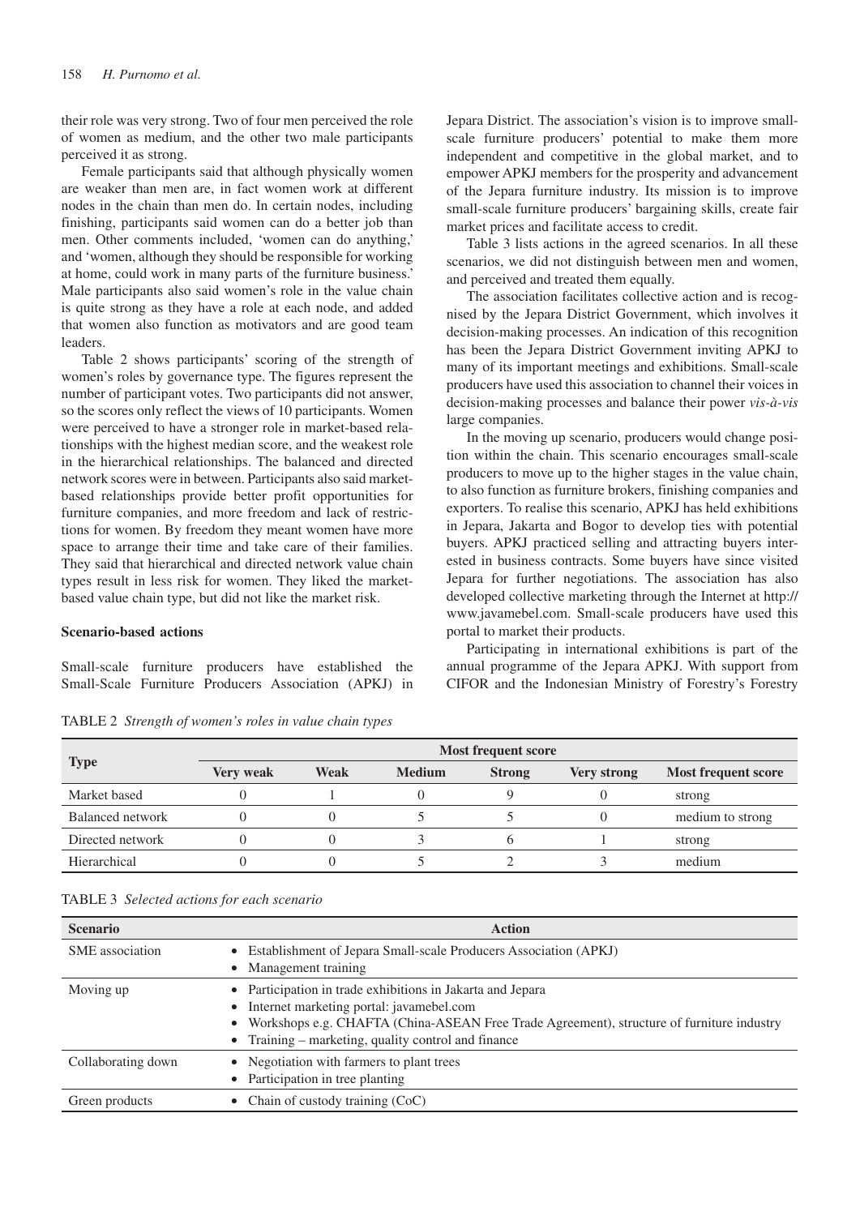their role was very strong. Two of four men perceived the role of women as medium, and the other two male participants perceived it as strong.

Female participants said that although physically women are weaker than men are, in fact women work at different nodes in the chain than men do. In certain nodes, including finishing, participants said women can do a better job than men. Other comments included, 'women can do anything,' and 'women, although they should be responsible for working at home, could work in many parts of the furniture business.' Male participants also said women's role in the value chain is quite strong as they have a role at each node, and added that women also function as motivators and are good team leaders.

Table 2 shows participants' scoring of the strength of women's roles by governance type. The figures represent the number of participant votes. Two participants did not answer, so the scores only reflect the views of 10 participants. Women were perceived to have a stronger role in market-based relationships with the highest median score, and the weakest role in the hierarchical relationships. The balanced and directed network scores were in between. Participants also said market-based relationships provide better profit opportunities for furniture companies, and more freedom and lack of restrictions for women. By freedom they meant women have more space to arrange their time and take care of their families. They said that hierarchical and directed network value chain types result in less risk for women. They liked the market-based value chain type, but did not like the market risk.

### Scenario-based actions

Small-scale furniture producers have established the Small-Scale Furniture Producers Association (APKJ) in Jepara District. The association's vision is to improve small-scale furniture producers' potential to make them more independent and competitive in the global market, and to empower APKJ members for the prosperity and advancement of the Jepara furniture industry. Its mission is to improve small-scale furniture producers' bargaining skills, create fair market prices and facilitate access to credit.

Table 3 lists actions in the agreed scenarios. In all these scenarios, we did not distinguish between men and women, and perceived and treated them equally.

The association facilitates collective action and is recognised by the Jepara District Government, which involves it decision-making processes. An indication of this recognition has been the Jepara District Government inviting APKJ to many of its important meetings and exhibitions. Small-scale producers have used this association to channel their voices in decision-making processes and balance their power *vis-à-vis* large companies.

In the moving up scenario, producers would change position within the chain. This scenario encourages small-scale producers to move up to the higher stages in the value chain, to also function as furniture brokers, finishing companies and exporters. To realise this scenario, APKJ has held exhibitions in Jepara, Jakarta and Bogor to develop ties with potential buyers. APKJ practiced selling and attracting buyers interested in business contracts. Some buyers have since visited Jepara for further negotiations. The association has also developed collective marketing through the Internet at http://www.javamebel.com. Small-scale producers have used this portal to market their products.

Participating in international exhibitions is part of the annual programme of the Jepara APKJ. With support from CIFOR and the Indonesian Ministry of Forestry's Forestry

TABLE 2 *Strength of women's roles in value chain types*

| Type | Most frequent score | | | | | |
|---|---|---|---|---|---|---|
| | Very weak | Weak | Medium | Strong | Very strong | Most frequent score |
| Market based | 0 | 1 | 0 | 9 | 0 | strong |
| Balanced network | 0 | 0 | 5 | 5 | 0 | medium to strong |
| Directed network | 0 | 0 | 3 | 6 | 1 | strong |
| Hierarchical | 0 | 0 | 5 | 2 | 3 | medium |

TABLE 3 *Selected actions for each scenario*

| Scenario | Action |
|---|---|
| SME association | • Establishment of Jepara Small-scale Producers Association (APKJ)<br>• Management training |
| Moving up | • Participation in trade exhibitions in Jakarta and Jepara<br>• Internet marketing portal: javamebel.com<br>• Workshops e.g. CHAFTA (China-ASEAN Free Trade Agreement), structure of furniture industry<br>• Training – marketing, quality control and finance |
| Collaborating down | • Negotiation with farmers to plant trees<br>• Participation in tree planting |
| Green products | • Chain of custody training (CoC) |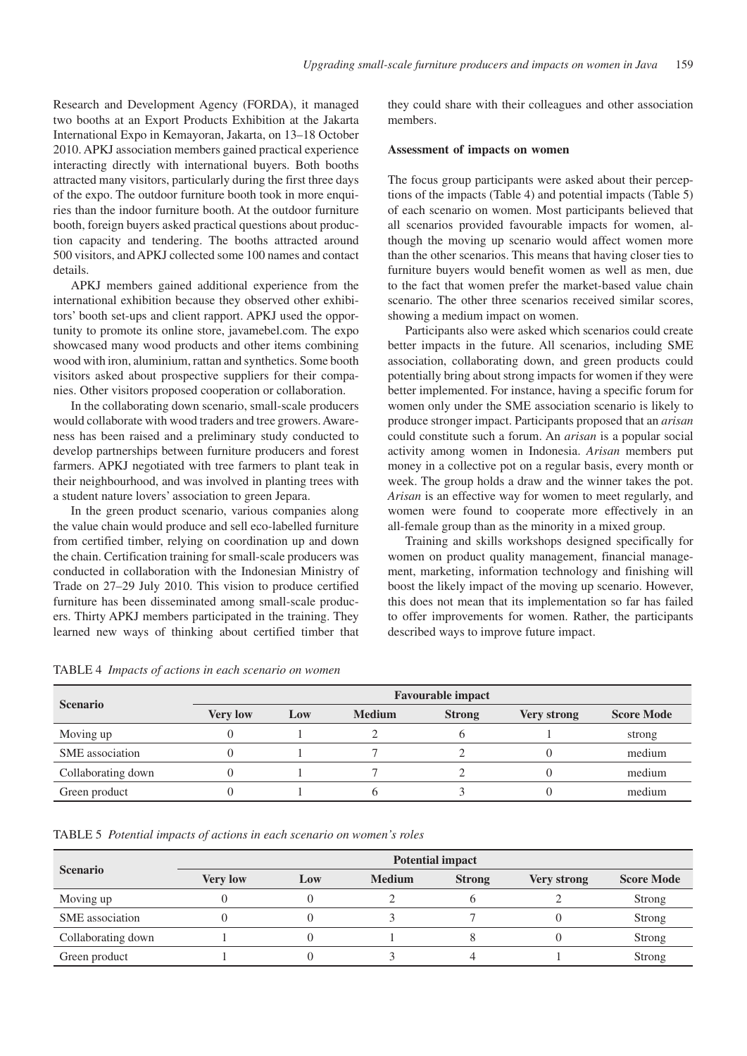Research and Development Agency (FORDA), it managed two booths at an Export Products Exhibition at the Jakarta International Expo in Kemayoran, Jakarta, on 13–18 October 2010. APKJ association members gained practical experience interacting directly with international buyers. Both booths attracted many visitors, particularly during the first three days of the expo. The outdoor furniture booth took in more enquiries than the indoor furniture booth. At the outdoor furniture booth, foreign buyers asked practical questions about production capacity and tendering. The booths attracted around 500 visitors, and APKJ collected some 100 names and contact details.

APKJ members gained additional experience from the international exhibition because they observed other exhibitors' booth set-ups and client rapport. APKJ used the opportunity to promote its online store, javamebel.com. The expo showcased many wood products and other items combining wood with iron, aluminium, rattan and synthetics. Some booth visitors asked about prospective suppliers for their companies. Other visitors proposed cooperation or collaboration.

In the collaborating down scenario, small-scale producers would collaborate with wood traders and tree growers. Awareness has been raised and a preliminary study conducted to develop partnerships between furniture producers and forest farmers. APKJ negotiated with tree farmers to plant teak in their neighbourhood, and was involved in planting trees with a student nature lovers' association to green Jepara.

In the green product scenario, various companies along the value chain would produce and sell eco-labelled furniture from certified timber, relying on coordination up and down the chain. Certification training for small-scale producers was conducted in collaboration with the Indonesian Ministry of Trade on 27–29 July 2010. This vision to produce certified furniture has been disseminated among small-scale producers. Thirty APKJ members participated in the training. They learned new ways of thinking about certified timber that they could share with their colleagues and other association members.

**Assessment of impacts on women**

The focus group participants were asked about their perceptions of the impacts (Table 4) and potential impacts (Table 5) of each scenario on women. Most participants believed that all scenarios provided favourable impacts for women, although the moving up scenario would affect women more than the other scenarios. This means that having closer ties to furniture buyers would benefit women as well as men, due to the fact that women prefer the market-based value chain scenario. The other three scenarios received similar scores, showing a medium impact on women.

Participants also were asked which scenarios could create better impacts in the future. All scenarios, including SME association, collaborating down, and green products could potentially bring about strong impacts for women if they were better implemented. For instance, having a specific forum for women only under the SME association scenario is likely to produce stronger impact. Participants proposed that an *arisan* could constitute such a forum. An *arisan* is a popular social activity among women in Indonesia. *Arisan* members put money in a collective pot on a regular basis, every month or week. The group holds a draw and the winner takes the pot. *Arisan* is an effective way for women to meet regularly, and women were found to cooperate more effectively in an all-female group than as the minority in a mixed group.

Training and skills workshops designed specifically for women on product quality management, financial management, marketing, information technology and finishing will boost the likely impact of the moving up scenario. However, this does not mean that its implementation so far has failed to offer improvements for women. Rather, the participants described ways to improve future impact.

TABLE 4 *Impacts of actions in each scenario on women*

| Scenario | Favourable impact | | | | | |
|---|---|---|---|---|---|---|
| | **Very low** | **Low** | **Medium** | **Strong** | **Very strong** | **Score Mode** |
| Moving up | 0 | 1 | 2 | 6 | 1 | strong |
| SME association | 0 | 1 | 7 | 2 | 0 | medium |
| Collaborating down | 0 | 1 | 7 | 2 | 0 | medium |
| Green product | 0 | 1 | 6 | 3 | 0 | medium |

TABLE 5 *Potential impacts of actions in each scenario on women's roles*

| Scenario | Potential impact | | | | | |
|---|---|---|---|---|---|---|
| | **Very low** | **Low** | **Medium** | **Strong** | **Very strong** | **Score Mode** |
| Moving up | 0 | 0 | 2 | 6 | 2 | Strong |
| SME association | 0 | 0 | 3 | 7 | 0 | Strong |
| Collaborating down | 1 | 0 | 1 | 8 | 0 | Strong |
| Green product | 1 | 0 | 3 | 4 | 1 | Strong |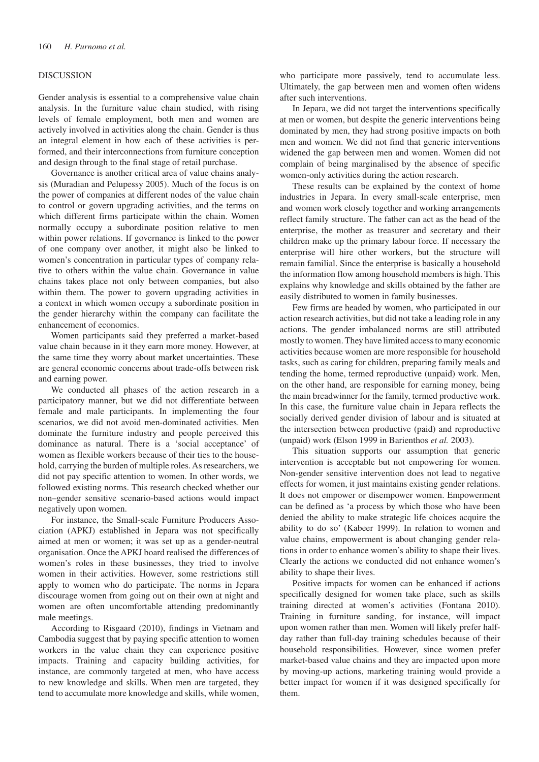## DISCUSSION

Gender analysis is essential to a comprehensive value chain analysis. In the furniture value chain studied, with rising levels of female employment, both men and women are actively involved in activities along the chain. Gender is thus an integral element in how each of these activities is performed, and their interconnections from furniture conception and design through to the final stage of retail purchase.

Governance is another critical area of value chains analysis (Muradian and Pelupessy 2005). Much of the focus is on the power of companies at different nodes of the value chain to control or govern upgrading activities, and the terms on which different firms participate within the chain. Women normally occupy a subordinate position relative to men within power relations. If governance is linked to the power of one company over another, it might also be linked to women's concentration in particular types of company relative to others within the value chain. Governance in value chains takes place not only between companies, but also within them. The power to govern upgrading activities in a context in which women occupy a subordinate position in the gender hierarchy within the company can facilitate the enhancement of economics.

Women participants said they preferred a market-based value chain because in it they earn more money. However, at the same time they worry about market uncertainties. These are general economic concerns about trade-offs between risk and earning power.

We conducted all phases of the action research in a participatory manner, but we did not differentiate between female and male participants. In implementing the four scenarios, we did not avoid men-dominated activities. Men dominate the furniture industry and people perceived this dominance as natural. There is a 'social acceptance' of women as flexible workers because of their ties to the household, carrying the burden of multiple roles. As researchers, we did not pay specific attention to women. In other words, we followed existing norms. This research checked whether our non–gender sensitive scenario-based actions would impact negatively upon women.

For instance, the Small-scale Furniture Producers Association (APKJ) established in Jepara was not specifically aimed at men or women; it was set up as a gender-neutral organisation. Once the APKJ board realised the differences of women's roles in these businesses, they tried to involve women in their activities. However, some restrictions still apply to women who do participate. The norms in Jepara discourage women from going out on their own at night and women are often uncomfortable attending predominantly male meetings.

According to Risgaard (2010), findings in Vietnam and Cambodia suggest that by paying specific attention to women workers in the value chain they can experience positive impacts. Training and capacity building activities, for instance, are commonly targeted at men, who have access to new knowledge and skills. When men are targeted, they tend to accumulate more knowledge and skills, while women, who participate more passively, tend to accumulate less. Ultimately, the gap between men and women often widens after such interventions.

In Jepara, we did not target the interventions specifically at men or women, but despite the generic interventions being dominated by men, they had strong positive impacts on both men and women. We did not find that generic interventions widened the gap between men and women. Women did not complain of being marginalised by the absence of specific women-only activities during the action research.

These results can be explained by the context of home industries in Jepara. In every small-scale enterprise, men and women work closely together and working arrangements reflect family structure. The father can act as the head of the enterprise, the mother as treasurer and secretary and their children make up the primary labour force. If necessary the enterprise will hire other workers, but the structure will remain familial. Since the enterprise is basically a household the information flow among household members is high. This explains why knowledge and skills obtained by the father are easily distributed to women in family businesses.

Few firms are headed by women, who participated in our action research activities, but did not take a leading role in any actions. The gender imbalanced norms are still attributed mostly to women. They have limited access to many economic activities because women are more responsible for household tasks, such as caring for children, preparing family meals and tending the home, termed reproductive (unpaid) work. Men, on the other hand, are responsible for earning money, being the main breadwinner for the family, termed productive work. In this case, the furniture value chain in Jepara reflects the socially derived gender division of labour and is situated at the intersection between productive (paid) and reproductive (unpaid) work (Elson 1999 in Barienthos *et al.* 2003).

This situation supports our assumption that generic intervention is acceptable but not empowering for women. Non-gender sensitive intervention does not lead to negative effects for women, it just maintains existing gender relations. It does not empower or disempower women. Empowerment can be defined as 'a process by which those who have been denied the ability to make strategic life choices acquire the ability to do so' (Kabeer 1999). In relation to women and value chains, empowerment is about changing gender relations in order to enhance women's ability to shape their lives. Clearly the actions we conducted did not enhance women's ability to shape their lives.

Positive impacts for women can be enhanced if actions specifically designed for women take place, such as skills training directed at women's activities (Fontana 2010). Training in furniture sanding, for instance, will impact upon women rather than men. Women will likely prefer half-day rather than full-day training schedules because of their household responsibilities. However, since women prefer market-based value chains and they are impacted upon more by moving-up actions, marketing training would provide a better impact for women if it was designed specifically for them.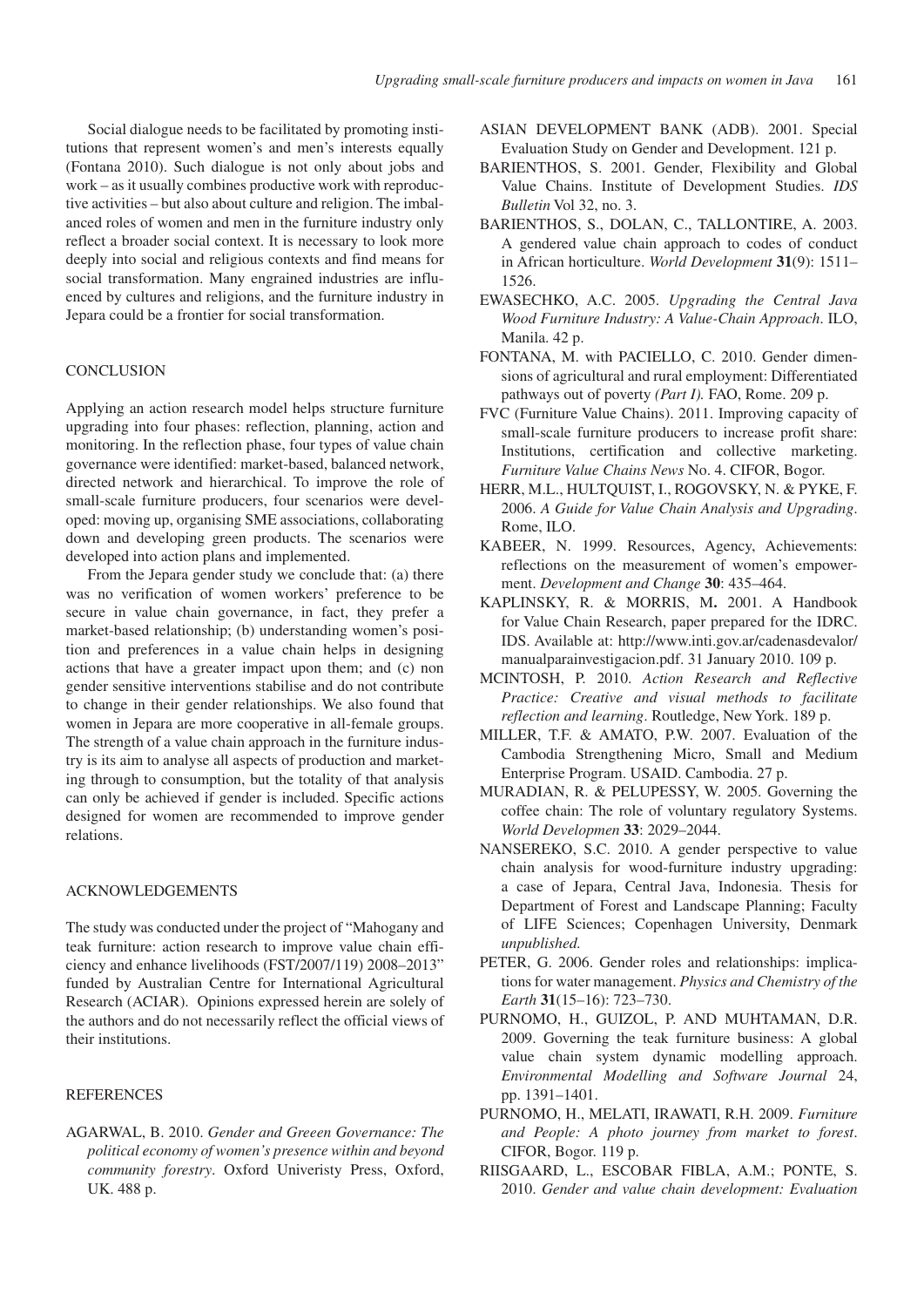Social dialogue needs to be facilitated by promoting institutions that represent women's and men's interests equally (Fontana 2010). Such dialogue is not only about jobs and work – as it usually combines productive work with reproductive activities – but also about culture and religion. The imbalanced roles of women and men in the furniture industry only reflect a broader social context. It is necessary to look more deeply into social and religious contexts and find means for social transformation. Many engrained industries are influenced by cultures and religions, and the furniture industry in Jepara could be a frontier for social transformation.

## CONCLUSION

Applying an action research model helps structure furniture upgrading into four phases: reflection, planning, action and monitoring. In the reflection phase, four types of value chain governance were identified: market-based, balanced network, directed network and hierarchical. To improve the role of small-scale furniture producers, four scenarios were developed: moving up, organising SME associations, collaborating down and developing green products. The scenarios were developed into action plans and implemented.

From the Jepara gender study we conclude that: (a) there was no verification of women workers' preference to be secure in value chain governance, in fact, they prefer a market-based relationship; (b) understanding women's position and preferences in a value chain helps in designing actions that have a greater impact upon them; and (c) non gender sensitive interventions stabilise and do not contribute to change in their gender relationships. We also found that women in Jepara are more cooperative in all-female groups. The strength of a value chain approach in the furniture industry is its aim to analyse all aspects of production and marketing through to consumption, but the totality of that analysis can only be achieved if gender is included. Specific actions designed for women are recommended to improve gender relations.

## ACKNOWLEDGEMENTS

The study was conducted under the project of "Mahogany and teak furniture: action research to improve value chain efficiency and enhance livelihoods (FST/2007/119) 2008–2013" funded by Australian Centre for International Agricultural Research (ACIAR). Opinions expressed herein are solely of the authors and do not necessarily reflect the official views of their institutions.

## REFERENCES

AGARWAL, B. 2010. *Gender and Greeen Governance: The political economy of women's presence within and beyond community forestry*. Oxford Univeristy Press, Oxford, UK. 488 p.

ASIAN DEVELOPMENT BANK (ADB). 2001. Special Evaluation Study on Gender and Development. 121 p.

BARIENTHOS, S. 2001. Gender, Flexibility and Global Value Chains. Institute of Development Studies. *IDS Bulletin* Vol 32, no. 3.

BARIENTHOS, S., DOLAN, C., TALLONTIRE, A. 2003. A gendered value chain approach to codes of conduct in African horticulture. *World Development* **31**(9): 1511–1526.

EWASECHKO, A.C. 2005. *Upgrading the Central Java Wood Furniture Industry: A Value-Chain Approach*. ILO, Manila. 42 p.

FONTANA, M. with PACIELLO, C. 2010. Gender dimensions of agricultural and rural employment: Differentiated pathways out of poverty *(Part I).* FAO, Rome. 209 p.

FVC (Furniture Value Chains). 2011. Improving capacity of small-scale furniture producers to increase profit share: Institutions, certification and collective marketing. *Furniture Value Chains News* No. 4. CIFOR, Bogor.

HERR, M.L., HULTQUIST, I., ROGOVSKY, N. & PYKE, F. 2006. *A Guide for Value Chain Analysis and Upgrading*. Rome, ILO.

KABEER, N. 1999. Resources, Agency, Achievements: reflections on the measurement of women's empowerment. *Development and Change* **30**: 435–464.

KAPLINSKY, R. & MORRIS, M**.** 2001. A Handbook for Value Chain Research, paper prepared for the IDRC. IDS. Available at: http://www.inti.gov.ar/cadenasdevalor/manualparainvestigacion.pdf. 31 January 2010. 109 p.

MCINTOSH, P. 2010. *Action Research and Reflective Practice: Creative and visual methods to facilitate reflection and learning*. Routledge, New York. 189 p.

MILLER, T.F. & AMATO, P.W. 2007. Evaluation of the Cambodia Strengthening Micro, Small and Medium Enterprise Program. USAID. Cambodia. 27 p.

MURADIAN, R. & PELUPESSY, W. 2005. Governing the coffee chain: The role of voluntary regulatory Systems. *World Developmen* **33**: 2029–2044.

NANSEREKO, S.C. 2010. A gender perspective to value chain analysis for wood-furniture industry upgrading: a case of Jepara, Central Java, Indonesia. Thesis for Department of Forest and Landscape Planning; Faculty of LIFE Sciences; Copenhagen University, Denmark *unpublished.*

PETER, G. 2006. Gender roles and relationships: implications for water management. *Physics and Chemistry of the Earth* **31**(15–16): 723–730.

PURNOMO, H., GUIZOL, P. AND MUHTAMAN, D.R. 2009. Governing the teak furniture business: A global value chain system dynamic modelling approach. *Environmental Modelling and Software Journal* 24, pp. 1391–1401.

PURNOMO, H., MELATI, IRAWATI, R.H. 2009. *Furniture and People: A photo journey from market to forest*. CIFOR, Bogor. 119 p.

RIISGAARD, L., ESCOBAR FIBLA, A.M.; PONTE, S. 2010. *Gender and value chain development: Evaluation*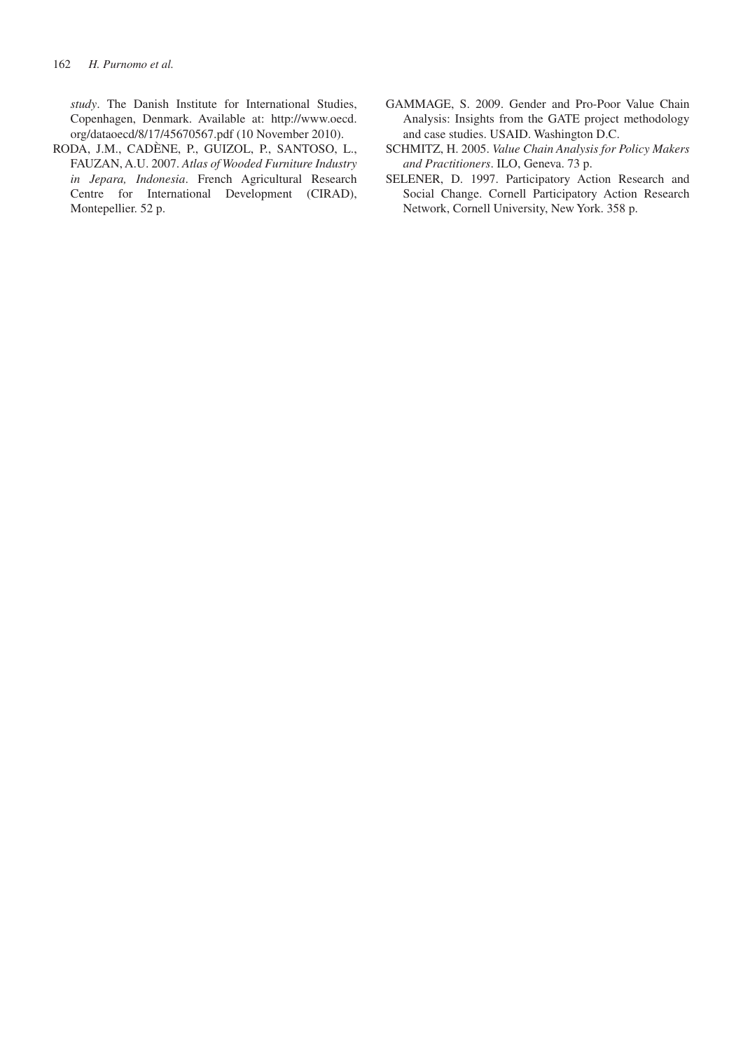*study*. The Danish Institute for International Studies, Copenhagen, Denmark. Available at: http://www.oecd.org/dataoecd/8/17/45670567.pdf (10 November 2010).

RODA, J.M., CADÈNE, P., GUIZOL, P., SANTOSO, L., FAUZAN, A.U. 2007. *Atlas of Wooded Furniture Industry in Jepara, Indonesia*. French Agricultural Research Centre for International Development (CIRAD), Montepellier. 52 p.

GAMMAGE, S. 2009. Gender and Pro-Poor Value Chain Analysis: Insights from the GATE project methodology and case studies. USAID. Washington D.C.

SCHMITZ, H. 2005. *Value Chain Analysis for Policy Makers and Practitioners*. ILO, Geneva. 73 p.

SELENER, D. 1997. Participatory Action Research and Social Change. Cornell Participatory Action Research Network, Cornell University, New York. 358 p.